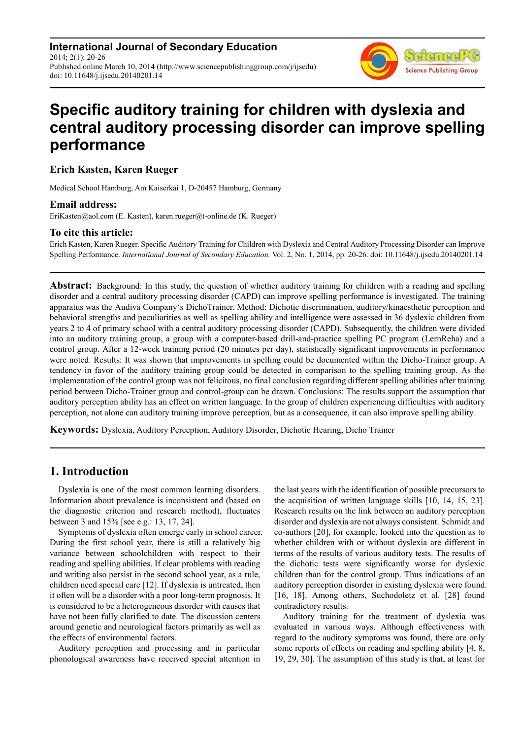# Specific auditory training for children with dyslexia and central auditory processing disorder can improve spelling performance

**Erich Kasten, Karen Rueger**

Medical School Hamburg, Am Kaiserkai 1, D-20457 Hamburg, Germany

### Email address:

EriKasten@aol.com (E. Kasten), karen.rueger@t-online.de (K. Rueger)

### To cite this article:

Erich Kasten, Karen Rueger. Specific Auditory Training for Children with Dyslexia and Central Auditory Processing Disorder can Improve Spelling Performance. *International Journal of Secondary Education.* Vol. 2, No. 1, 2014, pp. 20-26. doi: 10.11648/j.ijsedu.20140201.14

---

**Abstract:** Background: In this study, the question of whether auditory training for children with a reading and spelling disorder and a central auditory processing disorder (CAPD) can improve spelling performance is investigated. The training apparatus was the Audiva Company's DichoTrainer. Method: Dichotic discrimination, auditory/kinaesthetic perception and behavioral strengths and peculiarities as well as spelling ability and intelligence were assessed in 36 dyslexic children from years 2 to 4 of primary school with a central auditory processing disorder (CAPD). Subsequently, the children were divided into an auditory training group, a group with a computer-based drill-and-practice spelling PC program (LernReha) and a control group. After a 12-week training period (20 minutes per day), statistically significant improvements in performance were noted. Results: It was shown that improvements in spelling could be documented within the Dicho-Trainer group. A tendency in favor of the auditory training group could be detected in comparison to the spelling training group. As the implementation of the control group was not felicitous, no final conclusion regarding different spelling abilities after training period between Dicho-Trainer group and control-group can be drawn. Conclusions: The results support the assumption that auditory perception ability has an effect on written language. In the group of children experiencing difficulties with auditory perception, not alone can auditory training improve perception, but as a consequence, it can also improve spelling ability.

**Keywords:** Dyslexia, Auditory Perception, Auditory Disorder, Dichotic Hearing, Dicho Trainer

---

## 1. Introduction

Dyslexia is one of the most common learning disorders. Information about prevalence is inconsistent and (based on the diagnostic criterion and research method), fluctuates between 3 and 15% [see e.g.: 13, 17, 24].

Symptoms of dyslexia often emerge early in school career. During the first school year, there is still a relatively big variance between schoolchildren with respect to their reading and spelling abilities. If clear problems with reading and writing also persist in the second school year, as a rule, children need special care [12]. If dyslexia is untreated, then it often will be a disorder with a poor long-term prognosis. It is considered to be a heterogeneous disorder with causes that have not been fully clarified to date. The discussion centers around genetic and neurological factors primarily as well as the effects of environmental factors.

Auditory perception and processing and in particular phonological awareness have received special attention in the last years with the identification of possible precursors to the acquisition of written language skills [10, 14, 15, 23]. Research results on the link between an auditory perception disorder and dyslexia are not always consistent. Schmidt and co-authors [20], for example, looked into the question as to whether children with or without dyslexia are different in terms of the results of various auditory tests. The results of the dichotic tests were significantly worse for dyslexic children than for the control group. Thus indications of an auditory perception disorder in existing dyslexia were found. [16, 18]. Among others, Suchodoletz et al. [28] found contradictory results.

Auditory training for the treatment of dyslexia was evaluated in various ways. Although effectiveness with regard to the auditory symptoms was found, there are only some reports of effects on reading and spelling ability [4, 8, 19, 29, 30]. The assumption of this study is that, at least for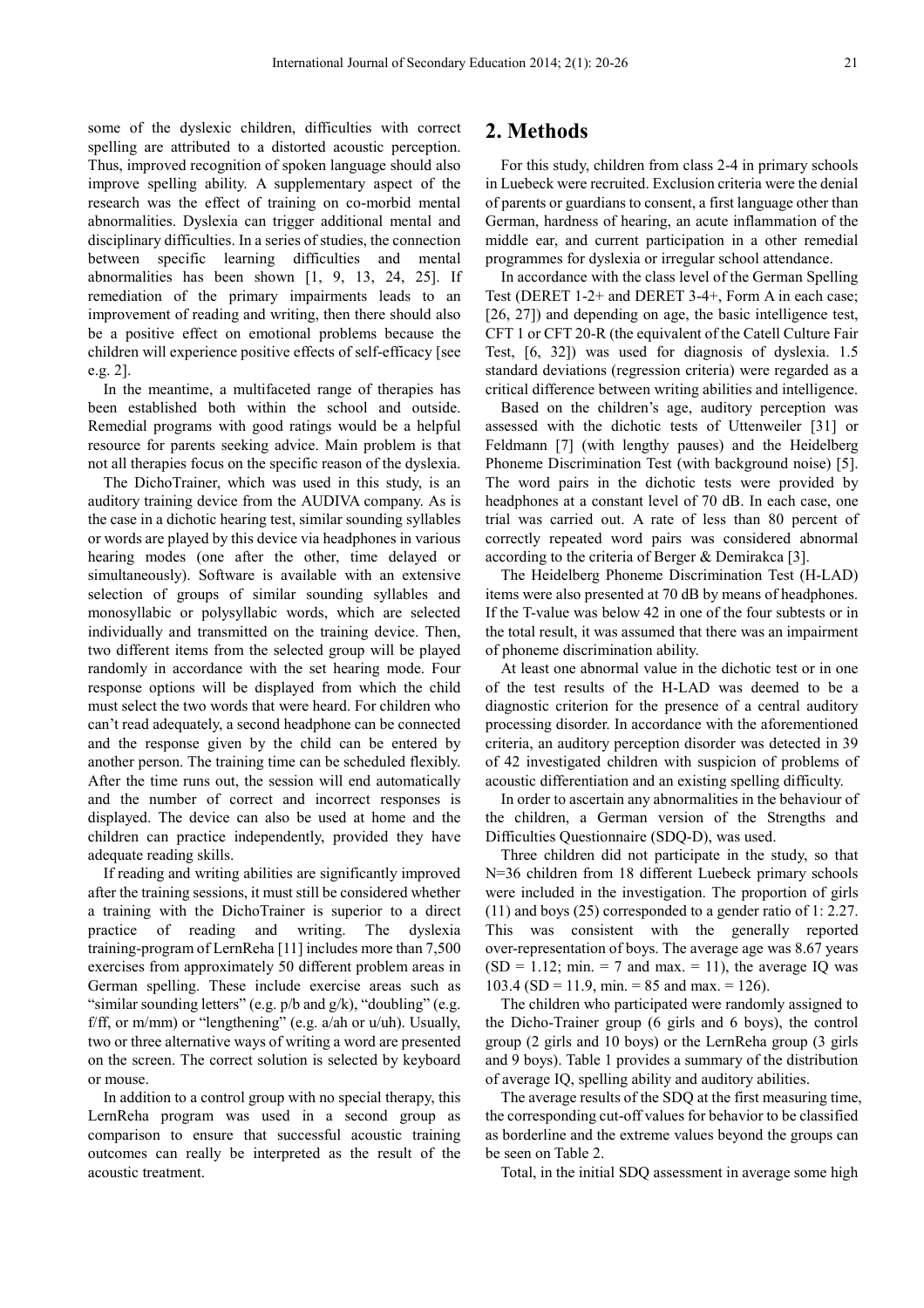some of the dyslexic children, difficulties with correct spelling are attributed to a distorted acoustic perception. Thus, improved recognition of spoken language should also improve spelling ability. A supplementary aspect of the research was the effect of training on co-morbid mental abnormalities. Dyslexia can trigger additional mental and disciplinary difficulties. In a series of studies, the connection between specific learning difficulties and mental abnormalities has been shown [1, 9, 13, 24, 25]. If remediation of the primary impairments leads to an improvement of reading and writing, then there should also be a positive effect on emotional problems because the children will experience positive effects of self-efficacy [see e.g. 2].

In the meantime, a multifaceted range of therapies has been established both within the school and outside. Remedial programs with good ratings would be a helpful resource for parents seeking advice. Main problem is that not all therapies focus on the specific reason of the dyslexia.

The DichoTrainer, which was used in this study, is an auditory training device from the AUDIVA company. As is the case in a dichotic hearing test, similar sounding syllables or words are played by this device via headphones in various hearing modes (one after the other, time delayed or simultaneously). Software is available with an extensive selection of groups of similar sounding syllables and monosyllabic or polysyllabic words, which are selected individually and transmitted on the training device. Then, two different items from the selected group will be played randomly in accordance with the set hearing mode. Four response options will be displayed from which the child must select the two words that were heard. For children who can't read adequately, a second headphone can be connected and the response given by the child can be entered by another person. The training time can be scheduled flexibly. After the time runs out, the session will end automatically and the number of correct and incorrect responses is displayed. The device can also be used at home and the children can practice independently, provided they have adequate reading skills.

If reading and writing abilities are significantly improved after the training sessions, it must still be considered whether a training with the DichoTrainer is superior to a direct practice of reading and writing. The dyslexia training-program of LernReha [11] includes more than 7,500 exercises from approximately 50 different problem areas in German spelling. These include exercise areas such as "similar sounding letters" (e.g. p/b and g/k), "doubling" (e.g. f/ff, or m/mm) or "lengthening" (e.g. a/ah or u/uh). Usually, two or three alternative ways of writing a word are presented on the screen. The correct solution is selected by keyboard or mouse.

In addition to a control group with no special therapy, this LernReha program was used in a second group as comparison to ensure that successful acoustic training outcomes can really be interpreted as the result of the acoustic treatment.

## 2. Methods

For this study, children from class 2-4 in primary schools in Luebeck were recruited. Exclusion criteria were the denial of parents or guardians to consent, a first language other than German, hardness of hearing, an acute inflammation of the middle ear, and current participation in a other remedial programmes for dyslexia or irregular school attendance.

In accordance with the class level of the German Spelling Test (DERET 1-2+ and DERET 3-4+, Form A in each case; [26, 27]) and depending on age, the basic intelligence test, CFT 1 or CFT 20-R (the equivalent of the Catell Culture Fair Test, [6, 32]) was used for diagnosis of dyslexia. 1.5 standard deviations (regression criteria) were regarded as a critical difference between writing abilities and intelligence.

Based on the children's age, auditory perception was assessed with the dichotic tests of Uttenweiler [31] or Feldmann [7] (with lengthy pauses) and the Heidelberg Phoneme Discrimination Test (with background noise) [5]. The word pairs in the dichotic tests were provided by headphones at a constant level of 70 dB. In each case, one trial was carried out. A rate of less than 80 percent of correctly repeated word pairs was considered abnormal according to the criteria of Berger & Demirakca [3].

The Heidelberg Phoneme Discrimination Test (H-LAD) items were also presented at 70 dB by means of headphones. If the T-value was below 42 in one of the four subtests or in the total result, it was assumed that there was an impairment of phoneme discrimination ability.

At least one abnormal value in the dichotic test or in one of the test results of the H-LAD was deemed to be a diagnostic criterion for the presence of a central auditory processing disorder. In accordance with the aforementioned criteria, an auditory perception disorder was detected in 39 of 42 investigated children with suspicion of problems of acoustic differentiation and an existing spelling difficulty.

In order to ascertain any abnormalities in the behaviour of the children, a German version of the Strengths and Difficulties Questionnaire (SDQ-D), was used.

Three children did not participate in the study, so that N=36 children from 18 different Luebeck primary schools were included in the investigation. The proportion of girls (11) and boys (25) corresponded to a gender ratio of 1: 2.27. This was consistent with the generally reported over-representation of boys. The average age was 8.67 years (SD = 1.12; min. = 7 and max. = 11), the average IQ was 103.4 (SD = 11.9, min. = 85 and max. = 126).

The children who participated were randomly assigned to the Dicho-Trainer group (6 girls and 6 boys), the control group (2 girls and 10 boys) or the LernReha group (3 girls and 9 boys). Table 1 provides a summary of the distribution of average IQ, spelling ability and auditory abilities.

The average results of the SDQ at the first measuring time, the corresponding cut-off values for behavior to be classified as borderline and the extreme values beyond the groups can be seen on Table 2.

Total, in the initial SDQ assessment in average some high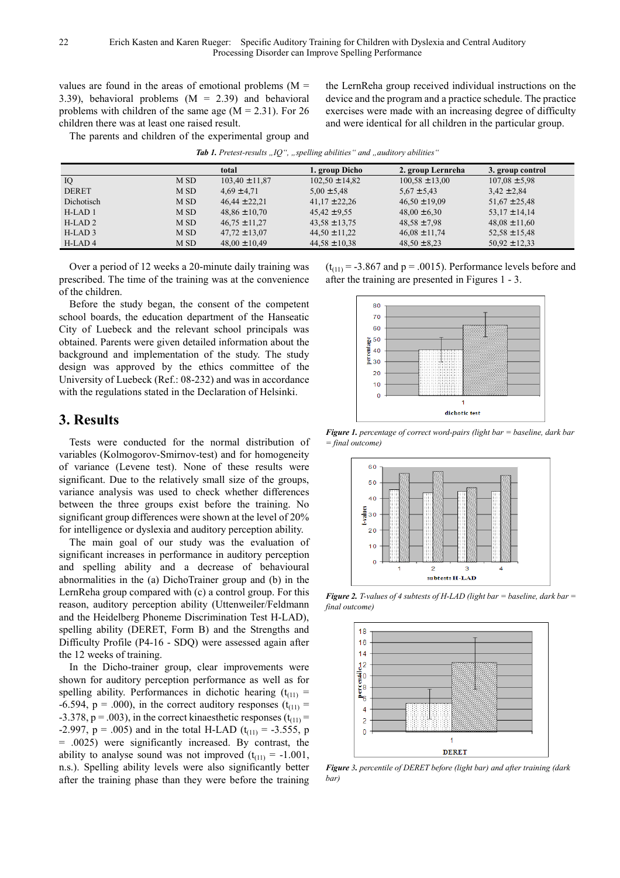values are found in the areas of emotional problems (M = 3.39), behavioral problems (M = 2.39) and behavioral problems with children of the same age (M = 2.31). For 26 children there was at least one raised result.

The parents and children of the experimental group and the LernReha group received individual instructions on the device and the program and a practice schedule. The practice exercises were made with an increasing degree of difficulty and were identical for all children in the particular group.

***Tab 1.*** *Pretest-results „IQ“, „spelling abilities“ and „auditory abilities“*

| | | total | 1. group Dicho | 2. group Lernreha | 3. group control |
|---|---|---|---|---|---|
| IQ | M SD | 103,40 ±11,87 | 102,50 ±14,82 | 100,58 ±13,00 | 107,08 ±5,98 |
| DERET | M SD | 4,69 ±4,71 | 5,00 ±5,48 | 5,67 ±5,43 | 3,42 ±2,84 |
| Dichotisch | M SD | 46,44 ±22,21 | 41,17 ±22,26 | 46,50 ±19,09 | 51,67 ±25,48 |
| H-LAD 1 | M SD | 48,86 ±10,70 | 45,42 ±9,55 | 48,00 ±6,30 | 53,17 ±14,14 |
| H-LAD 2 | M SD | 46,75 ±11,27 | 43,58 ±13,75 | 48,58 ±7,98 | 48,08 ±11,60 |
| H-LAD 3 | M SD | 47,72 ±13,07 | 44,50 ±11,22 | 46,08 ±11,74 | 52,58 ±15,48 |
| H-LAD 4 | M SD | 48,00 ±10,49 | 44,58 ±10,38 | 48,50 ±8,23 | 50,92 ±12,33 |

Over a period of 12 weeks a 20-minute daily training was prescribed. The time of the training was at the convenience of the children.

Before the study began, the consent of the competent school boards, the education department of the Hanseatic City of Luebeck and the relevant school principals was obtained. Parents were given detailed information about the background and implementation of the study. The study design was approved by the ethics committee of the University of Luebeck (Ref.: 08-232) and was in accordance with the regulations stated in the Declaration of Helsinki.

## 3. Results

Tests were conducted for the normal distribution of variables (Kolmogorov-Smirnov-test) and for homogeneity of variance (Levene test). None of these results were significant. Due to the relatively small size of the groups, variance analysis was used to check whether differences between the three groups exist before the training. No significant group differences were shown at the level of 20% for intelligence or dyslexia and auditory perception ability.

The main goal of our study was the evaluation of significant increases in performance in auditory perception and spelling ability and a decrease of behavioural abnormalities in the (a) DichoTrainer group and (b) in the LernReha group compared with (c) a control group. For this reason, auditory perception ability (Uttenweiler/Feldmann and the Heidelberg Phoneme Discrimination Test H-LAD), spelling ability (DERET, Form B) and the Strengths and Difficulty Profile (P4-16 - SDQ) were assessed again after the 12 weeks of training.

In the Dicho-trainer group, clear improvements were shown for auditory perception performance as well as for spelling ability. Performances in dichotic hearing ($t_{(11)}$ = -6.594, p = .000), in the correct auditory responses ($t_{(11)}$ = -3.378, p = .003), in the correct kinaesthetic responses ($t_{(11)}$ = -2.997, p = .005) and in the total H-LAD ($t_{(11)}$ = -3.555, p = .0025) were significantly increased. By contrast, the ability to analyse sound was not improved ($t_{(11)}$ = -1.001, n.s.). Spelling ability levels were also significantly better after the training phase than they were before the training ($t_{(11)}$ = -3.867 and p = .0015). Performance levels before and after the training are presented in Figures 1 - 3.

***Figure 1.*** *percentage of correct word-pairs (light bar = baseline, dark bar = final outcome)*

***Figure 2.*** *T-values of 4 subtests of H-LAD (light bar = baseline, dark bar = final outcome)*

***Figure 3.*** *percentile of DERET before (light bar) and after training (dark bar)*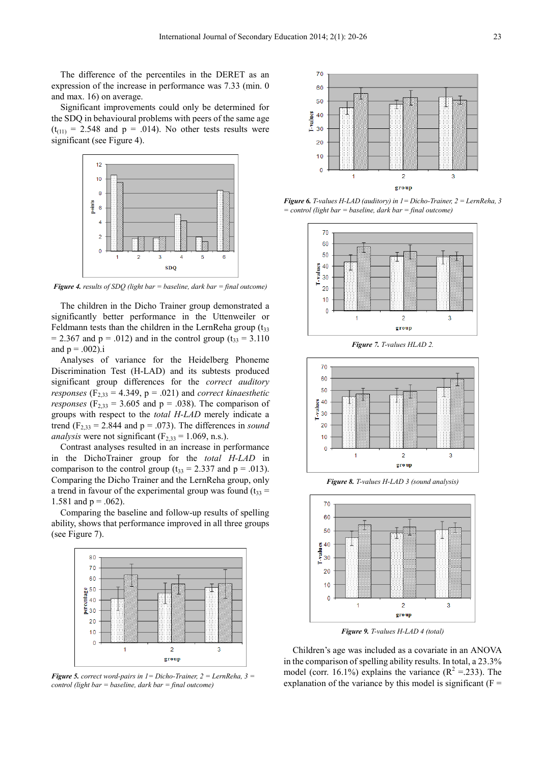The difference of the percentiles in the DERET as an expression of the increase in performance was 7.33 (min. 0 and max. 16) on average.

Significant improvements could only be determined for the SDQ in behavioural problems with peers of the same age ($t_{(11)}$ = 2.548 and p = .014). No other tests results were significant (see Figure 4).

***Figure 4.*** *results of SDQ (light bar = baseline, dark bar = final outcome)*

The children in the Dicho Trainer group demonstrated a significantly better performance in the Uttenweiler or Feldmann tests than the children in the LernReha group ($t_{33}$ = 2.367 and p = .012) and in the control group ($t_{33}$ = 3.110 and p = .002).i

Analyses of variance for the Heidelberg Phoneme Discrimination Test (H-LAD) and its subtests produced significant group differences for the *correct auditory responses* ($F_{2,33}$ = 4.349, p = .021) and *correct kinaesthetic responses* ($F_{2,33}$ = 3.605 and p = .038). The comparison of groups with respect to the *total H-LAD* merely indicate a trend ($F_{2,33}$ = 2.844 and p = .073). The differences in *sound analysis* were not significant ($F_{2,33}$ = 1.069, n.s.).

Contrast analyses resulted in an increase in performance in the DichoTrainer group for the *total H-LAD* in comparison to the control group ($t_{33}$ = 2.337 and p = .013). Comparing the Dicho Trainer and the LernReha group, only a trend in favour of the experimental group was found ($t_{33}$ = 1.581 and p = .062).

Comparing the baseline and follow-up results of spelling ability, shows that performance improved in all three groups (see Figure 7).

***Figure 5.*** *correct word-pairs in 1= Dicho-Trainer, 2 = LernReha, 3 = control (light bar = baseline, dark bar = final outcome)*

***Figure 6.*** *T-values H-LAD (auditory) in 1= Dicho-Trainer, 2 = LernReha, 3 = control (light bar = baseline, dark bar = final outcome)*

***Figure 7.*** *T-values HLAD 2.*

***Figure 8.*** *T-values H-LAD 3 (sound analysis)*

***Figure 9.*** *T-values H-LAD 4 (total)*

Children's age was included as a covariate in an ANOVA in the comparison of spelling ability results. In total, a 23.3% model (corr. 16.1%) explains the variance ($R^2$ =.233). The explanation of the variance by this model is significant (F =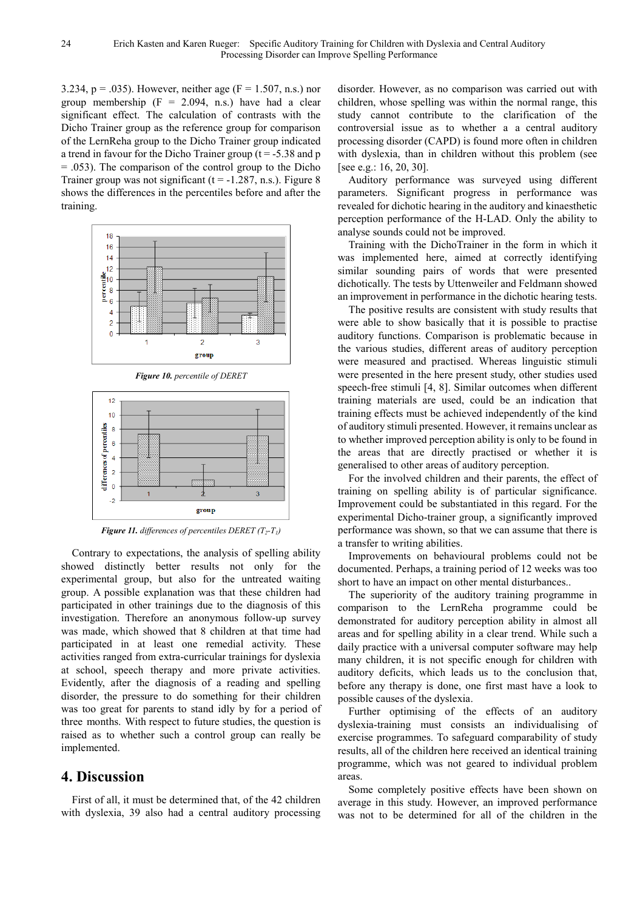3.234, p = .035). However, neither age (F = 1.507, n.s.) nor group membership (F = 2.094, n.s.) have had a clear significant effect. The calculation of contrasts with the Dicho Trainer group as the reference group for comparison of the LernReha group to the Dicho Trainer group indicated a trend in favour for the Dicho Trainer group (t = -5.38 and p = .053). The comparison of the control group to the Dicho Trainer group was not significant (t = -1.287, n.s.). Figure 8 shows the differences in the percentiles before and after the training.

***Figure 10.*** *percentile of DERET*

***Figure 11.*** *differences of percentiles DERET ($T_2$-$T_1$)*

Contrary to expectations, the analysis of spelling ability showed distinctly better results not only for the experimental group, but also for the untreated waiting group. A possible explanation was that these children had participated in other trainings due to the diagnosis of this investigation. Therefore an anonymous follow-up survey was made, which showed that 8 children at that time had participated in at least one remedial activity. These activities ranged from extra-curricular trainings for dyslexia at school, speech therapy and more private activities. Evidently, after the diagnosis of a reading and spelling disorder, the pressure to do something for their children was too great for parents to stand idly by for a period of three months. With respect to future studies, the question is raised as to whether such a control group can really be implemented.

## 4. Discussion

First of all, it must be determined that, of the 42 children with dyslexia, 39 also had a central auditory processing disorder. However, as no comparison was carried out with children, whose spelling was within the normal range, this study cannot contribute to the clarification of the controversial issue as to whether a a central auditory processing disorder (CAPD) is found more often in children with dyslexia, than in children without this problem (see [see e.g.: 16, 20, 30].

Auditory performance was surveyed using different parameters. Significant progress in performance was revealed for dichotic hearing in the auditory and kinaesthetic perception performance of the H-LAD. Only the ability to analyse sounds could not be improved.

Training with the DichoTrainer in the form in which it was implemented here, aimed at correctly identifying similar sounding pairs of words that were presented dichotically. The tests by Uttenweiler and Feldmann showed an improvement in performance in the dichotic hearing tests.

The positive results are consistent with study results that were able to show basically that it is possible to practise auditory functions. Comparison is problematic because in the various studies, different areas of auditory perception were measured and practised. Whereas linguistic stimuli were presented in the here present study, other studies used speech-free stimuli [4, 8]. Similar outcomes when different training materials are used, could be an indication that training effects must be achieved independently of the kind of auditory stimuli presented. However, it remains unclear as to whether improved perception ability is only to be found in the areas that are directly practised or whether it is generalised to other areas of auditory perception.

For the involved children and their parents, the effect of training on spelling ability is of particular significance. Improvement could be substantiated in this regard. For the experimental Dicho-trainer group, a significantly improved performance was shown, so that we can assume that there is a transfer to writing abilities.

Improvements on behavioural problems could not be documented. Perhaps, a training period of 12 weeks was too short to have an impact on other mental disturbances..

The superiority of the auditory training programme in comparison to the LernReha programme could be demonstrated for auditory perception ability in almost all areas and for spelling ability in a clear trend. While such a daily practice with a universal computer software may help many children, it is not specific enough for children with auditory deficits, which leads us to the conclusion that, before any therapy is done, one first mast have a look to possible causes of the dyslexia.

Further optimising of the effects of an auditory dyslexia-training must consists an individualising of exercise programmes. To safeguard comparability of study results, all of the children here received an identical training programme, which was not geared to individual problem areas.

Some completely positive effects have been shown on average in this study. However, an improved performance was not to be determined for all of the children in the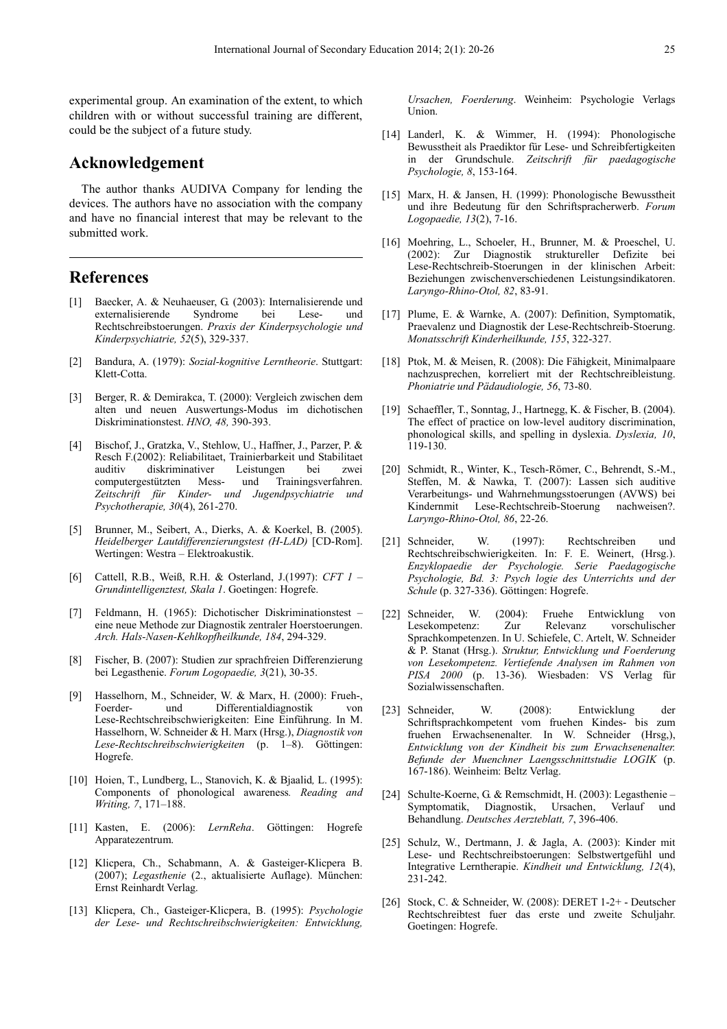experimental group. An examination of the extent, to which children with or without successful training are different, could be the subject of a future study.

## Acknowledgement

The author thanks AUDIVA Company for lending the devices. The authors have no association with the company and have no financial interest that may be relevant to the submitted work.

## References

[1] Baecker, A. & Neuhaeuser, G. (2003): Internalisierende und externalisierende Syndrome bei Lese- und Rechtschreibstoerungen. *Praxis der Kinderpsychologie und Kinderpsychiatrie, 52*(5), 329-337.

[2] Bandura, A. (1979): *Sozial-kognitive Lerntheorie*. Stuttgart: Klett-Cotta.

[3] Berger, R. & Demirakca, T. (2000): Vergleich zwischen dem alten und neuen Auswertungs-Modus im dichotischen Diskriminationstest. *HNO, 48,* 390-393.

[4] Bischof, J., Gratzka, V., Stehlow, U., Haffner, J., Parzer, P. & Resch F.(2002): Reliabilitaet, Trainierbarkeit und Stabilitaet auditiv diskriminativer Leistungen bei zwei computergestützten Mess- und Trainingsverfahren. *Zeitschrift für Kinder- und Jugendpsychiatrie und Psychotherapie, 30*(4), 261-270.

[5] Brunner, M., Seibert, A., Dierks, A. & Koerkel, B. (2005). *Heidelberger Lautdifferenzierungstest (H-LAD)* [CD-Rom]. Wertingen: Westra – Elektroakustik.

[6] Cattell, R.B., Weiß, R.H. & Osterland, J.(1997): *CFT 1 – Grundintelligenztest, Skala 1*. Goetingen: Hogrefe.

[7] Feldmann, H. (1965): Dichotischer Diskriminationstest – eine neue Methode zur Diagnostik zentraler Hoerstoerungen. *Arch. Hals-Nasen-Kehlkopfheilkunde, 184*, 294-329.

[8] Fischer, B. (2007): Studien zur sprachfreien Differenzierung bei Legasthenie. *Forum Logopaedie, 3*(21), 30-35.

[9] Hasselhorn, M., Schneider, W. & Marx, H. (2000): Frueh-, Foerder- und Differentialdiagnostik von Lese-Rechtschreibschwierigkeiten: Eine Einführung. In M. Hasselhorn, W. Schneider & H. Marx (Hrsg.), *Diagnostik von Lese-Rechtschreibschwierigkeiten* (p. 1–8). Göttingen: Hogrefe.

[10] Hoien, T., Lundberg, L., Stanovich, K. & Bjaalid, L. (1995): Components of phonological awareness. *Reading and Writing, 7*, 171–188.

[11] Kasten, E. (2006): *LernReha*. Göttingen: Hogrefe Apparatezentrum.

[12] Klicpera, Ch., Schabmann, A. & Gasteiger-Klicpera B. (2007); *Legasthenie* (2., aktualisierte Auflage). München: Ernst Reinhardt Verlag.

[13] Klicpera, Ch., Gasteiger-Klicpera, B. (1995): *Psychologie der Lese- und Rechtschreibschwierigkeiten: Entwicklung, Ursachen, Foerderung*. Weinheim: Psychologie Verlags Union.

[14] Landerl, K. & Wimmer, H. (1994): Phonologische Bewusstheit als Praediktor für Lese- und Schreibfertigkeiten in der Grundschule. *Zeitschrift für paedagogische Psychologie, 8*, 153-164.

[15] Marx, H. & Jansen, H. (1999): Phonologische Bewusstheit und ihre Bedeutung für den Schriftspracherwerb. *Forum Logopaedie, 13*(2), 7-16.

[16] Moehring, L., Schoeler, H., Brunner, M. & Proeschel, U. (2002): Zur Diagnostik struktureller Defizite bei Lese-Rechtschreib-Stoerungen in der klinischen Arbeit: Beziehungen zwischenverschiedenen Leistungsindikatoren. *Laryngo-Rhino-Otol, 82*, 83-91.

[17] Plume, E. & Warnke, A. (2007): Definition, Symptomatik, Praevalenz und Diagnostik der Lese-Rechtschreib-Stoerung. *Monatsschrift Kinderheilkunde, 155*, 322-327.

[18] Ptok, M. & Meisen, R. (2008): Die Fähigkeit, Minimalpaare nachzusprechen, korreliert mit der Rechtschreibleistung. *Phoniatrie und Pädaudiologie, 56*, 73-80.

[19] Schaeffler, T., Sonntag, J., Hartnegg, K. & Fischer, B. (2004). The effect of practice on low-level auditory discrimination, phonological skills, and spelling in dyslexia. *Dyslexia, 10*, 119-130.

[20] Schmidt, R., Winter, K., Tesch-Römer, C., Behrendt, S.-M., Steffen, M. & Nawka, T. (2007): Lassen sich auditive Verarbeitungs- und Wahrnehmungsstoerungen (AVWS) bei Kindernmit Lese-Rechtschreib-Stoerung nachweisen?. *Laryngo-Rhino-Otol, 86*, 22-26.

[21] Schneider, W. (1997): Rechtschreiben und Rechtschreibschwierigkeiten. In: F. E. Weinert, (Hrsg.). *Enzyklopaedie der Psychologie. Serie Paedagogische Psychologie, Bd. 3: Psych logie des Unterrichts und der Schule* (p. 327-336). Göttingen: Hogrefe.

[22] Schneider, W. (2004): Fruehe Entwicklung von Lesekompetenz: Zur Relevanz vorschulischer Sprachkompetenzen. In U. Schiefele, C. Artelt, W. Schneider & P. Stanat (Hrsg.). *Struktur, Entwicklung und Foerderung von Lesekompetenz. Vertiefende Analysen im Rahmen von PISA 2000* (p. 13-36). Wiesbaden: VS Verlag für Sozialwissenschaften.

[23] Schneider, W. (2008): Entwicklung der Schriftsprachkompetent vom fruehen Kindes- bis zum fruehen Erwachsenenalter. In W. Schneider (Hrsg,), *Entwicklung von der Kindheit bis zum Erwachsenenalter. Befunde der Muenchner Laengsschnittstudie LOGIK* (p. 167-186). Weinheim: Beltz Verlag.

[24] Schulte-Koerne, G. & Remschmidt, H. (2003): Legasthenie – Symptomatik, Diagnostik, Ursachen, Verlauf und Behandlung. *Deutsches Aerzteblatt, 7*, 396-406.

[25] Schulz, W., Dertmann, J. & Jagla, A. (2003): Kinder mit Lese- und Rechtschreibstoerungen: Selbstwertgefühl und Integrative Lerntherapie. *Kindheit und Entwicklung, 12*(4), 231-242.

[26] Stock, C. & Schneider, W. (2008): DERET 1-2+ - Deutscher Rechtschreibtest fuer das erste und zweite Schuljahr. Goetingen: Hogrefe.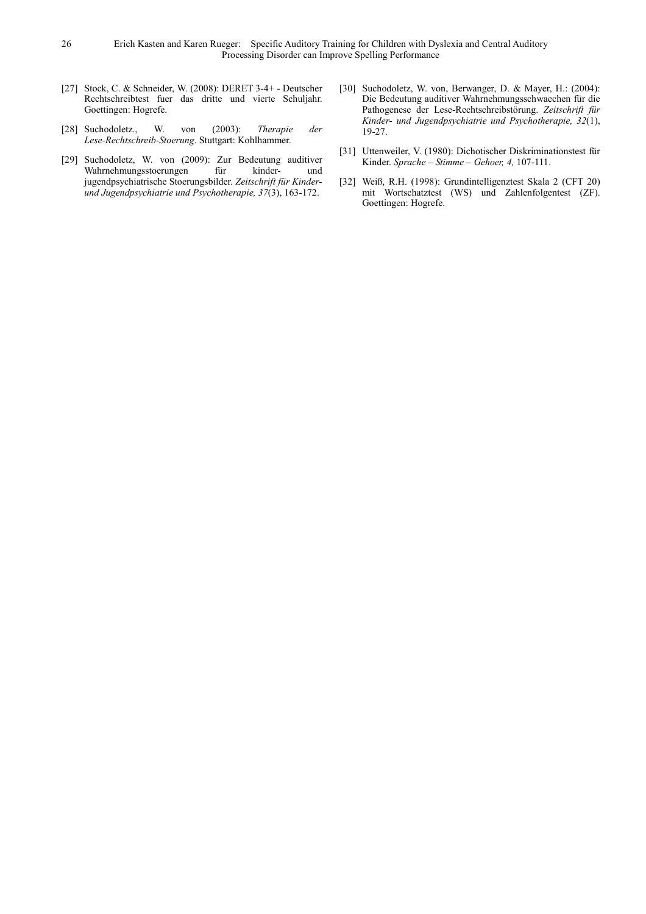[27] Stock, C. & Schneider, W. (2008): DERET 3-4+ - Deutscher Rechtschreibtest fuer das dritte und vierte Schuljahr. Goettingen: Hogrefe.

[28] Suchodoletz., W. von (2003): *Therapie der Lese-Rechtschreib-Stoerung*. Stuttgart: Kohlhammer.

[29] Suchodoletz, W. von (2009): Zur Bedeutung auditiver Wahrnehmungsstoerungen für kinder- und jugendpsychiatrische Stoerungsbilder. *Zeitschrift für Kinder- und Jugendpsychiatrie und Psychotherapie, 37*(3), 163-172.

[30] Suchodoletz, W. von, Berwanger, D. & Mayer, H.: (2004): Die Bedeutung auditiver Wahrnehmungsschwaechen für die Pathogenese der Lese-Rechtschreibstörung. *Zeitschrift für Kinder- und Jugendpsychiatrie und Psychotherapie, 32*(1), 19-27.

[31] Uttenweiler, V. (1980): Dichotischer Diskriminationstest für Kinder. *Sprache – Stimme – Gehoer, 4,* 107-111.

[32] Weiß, R.H. (1998): Grundintelligenztest Skala 2 (CFT 20) mit Wortschatztest (WS) und Zahlenfolgentest (ZF). Goettingen: Hogrefe.